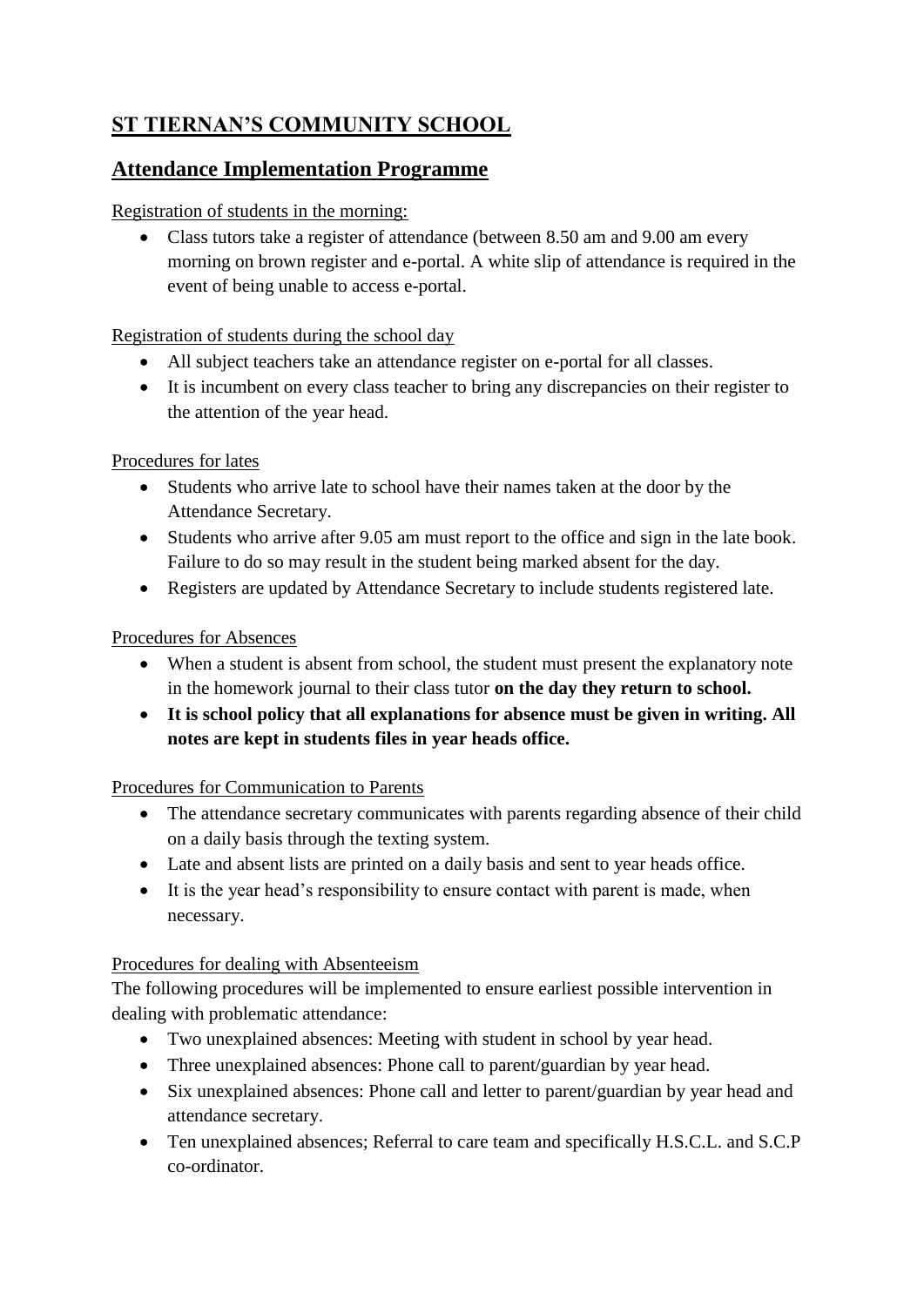# ST TIERNAN'S COMMUNITY SCHOOL

## Attendance Implementation Programme

Registration of students in the morning:

- Class tutors take a register of attendance (between 8.50 am and 9.00 am every morning on brown register and e-portal. A white slip of attendance is required in the event of being unable to access e-portal.

Registration of students during the school day

- All subject teachers take an attendance register on e-portal for all classes.
- It is incumbent on every class teacher to bring any discrepancies on their register to the attention of the year head.

Procedures for lates

- Students who arrive late to school have their names taken at the door by the Attendance Secretary.
- Students who arrive after 9.05 am must report to the office and sign in the late book. Failure to do so may result in the student being marked absent for the day.
- Registers are updated by Attendance Secretary to include students registered late.

Procedures for Absences

- When a student is absent from school, the student must present the explanatory note in the homework journal to their class tutor **on the day they return to school.**
- **It is school policy that all explanations for absence must be given in writing. All notes are kept in students files in year heads office.**

Procedures for Communication to Parents

- The attendance secretary communicates with parents regarding absence of their child on a daily basis through the texting system.
- Late and absent lists are printed on a daily basis and sent to year heads office.
- It is the year head's responsibility to ensure contact with parent is made, when necessary.

Procedures for dealing with Absenteeism

The following procedures will be implemented to ensure earliest possible intervention in dealing with problematic attendance:

- Two unexplained absences: Meeting with student in school by year head.
- Three unexplained absences: Phone call to parent/guardian by year head.
- Six unexplained absences: Phone call and letter to parent/guardian by year head and attendance secretary.
- Ten unexplained absences; Referral to care team and specifically H.S.C.L. and S.C.P co-ordinator.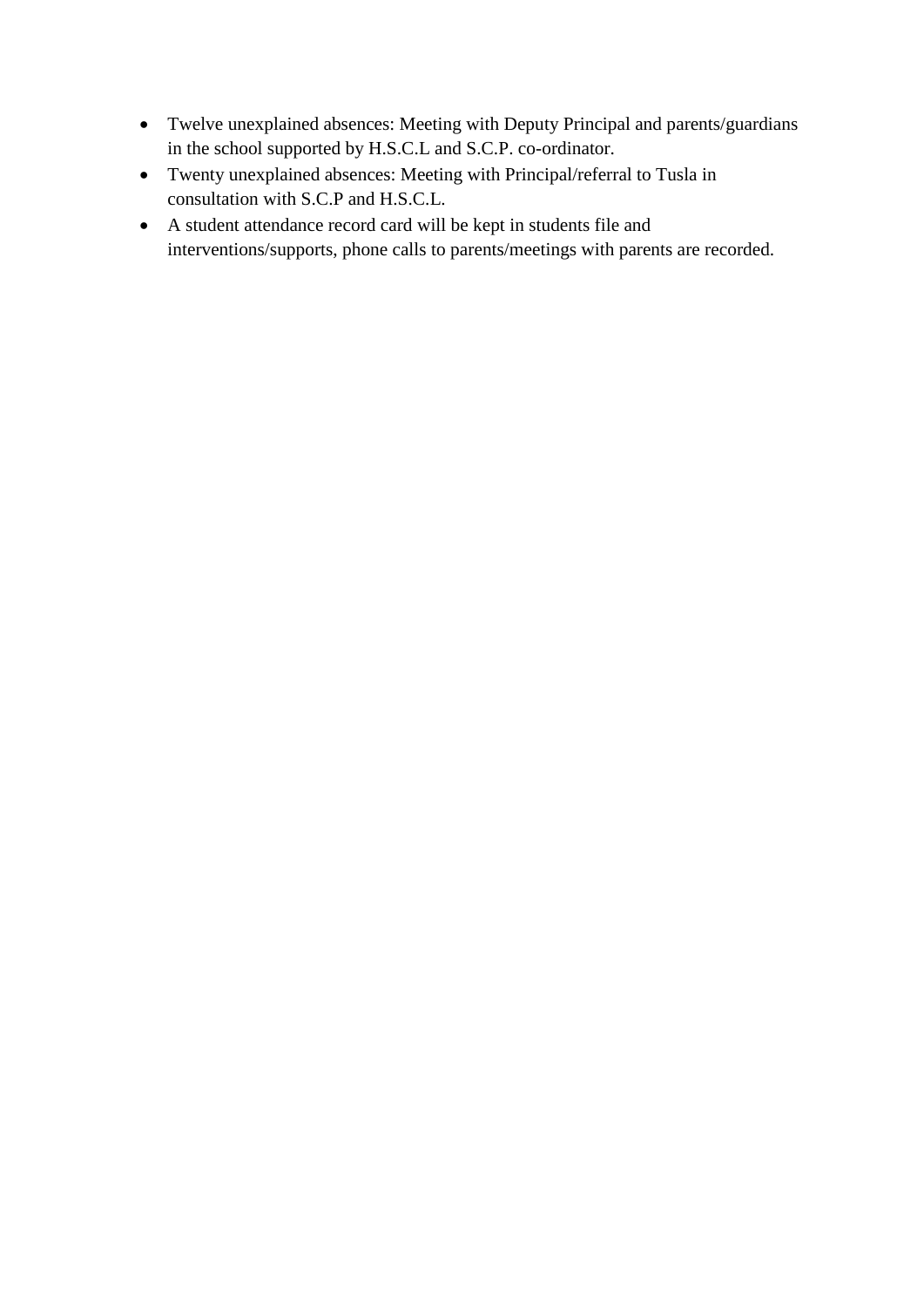- Twelve unexplained absences: Meeting with Deputy Principal and parents/guardians in the school supported by H.S.C.L and S.C.P. co-ordinator.
- Twenty unexplained absences: Meeting with Principal/referral to Tusla in consultation with S.C.P and H.S.C.L.
- A student attendance record card will be kept in students file and interventions/supports, phone calls to parents/meetings with parents are recorded.